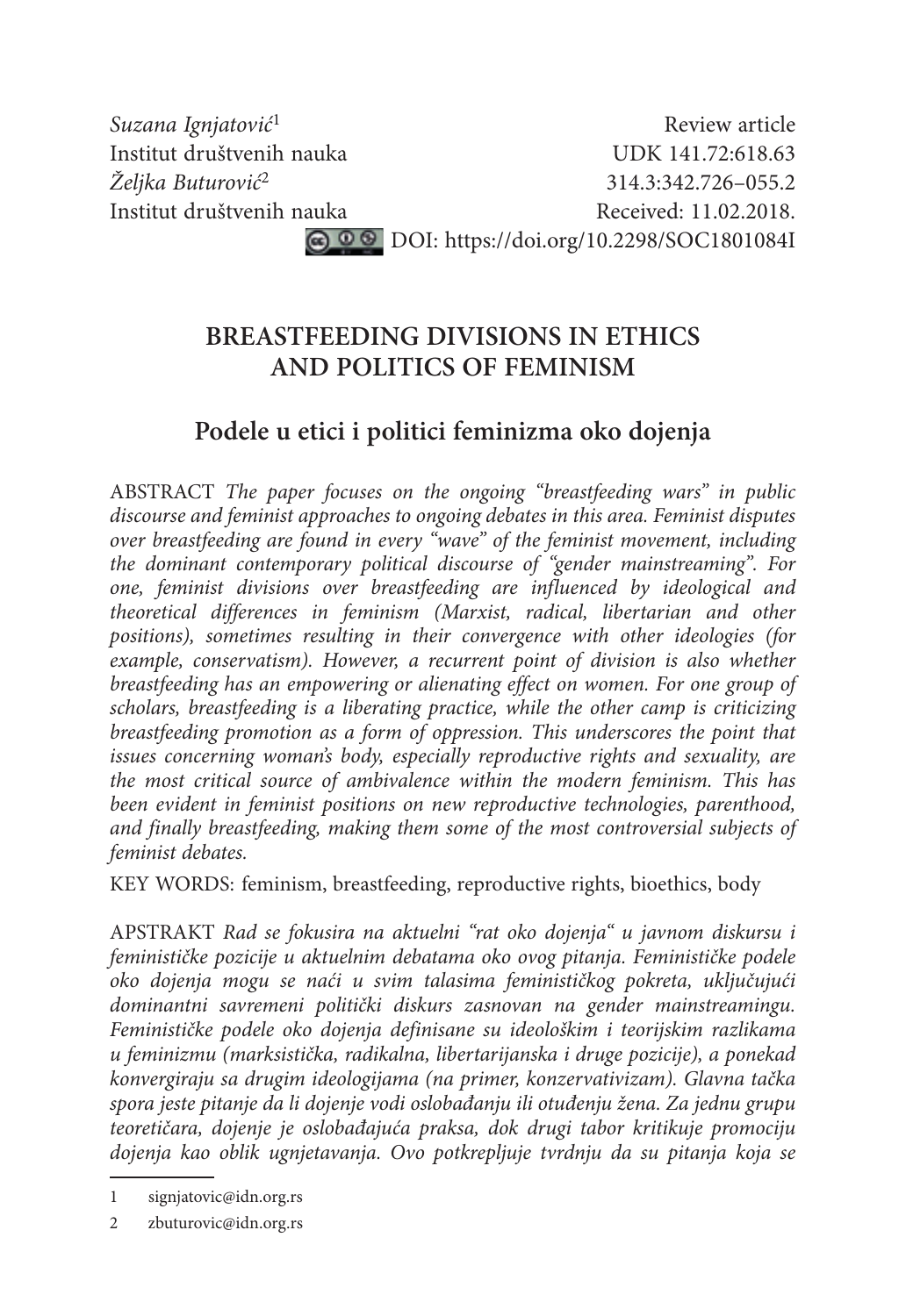*Suzana Ignjatović*[1]
Institut društvenih nauka
*Željka Buturović*[2]
Institut društvenih nauka

Review article
UDK 141.72:618.63
314.3:342.726–055.2
Received: 11.02.2018.
DOI: https://doi.org/10.2298/SOC1801084I

# BREASTFEEDING DIVISIONS IN ETHICS AND POLITICS OF FEMINISM

## Podele u etici i politici feminizma oko dojenja

ABSTRACT *The paper focuses on the ongoing "breastfeeding wars" in public discourse and feminist approaches to ongoing debates in this area. Feminist disputes over breastfeeding are found in every "wave" of the feminist movement, including the dominant contemporary political discourse of "gender mainstreaming". For one, feminist divisions over breastfeeding are influenced by ideological and theoretical differences in feminism (Marxist, radical, libertarian and other positions), sometimes resulting in their convergence with other ideologies (for example, conservatism). However, a recurrent point of division is also whether breastfeeding has an empowering or alienating effect on women. For one group of scholars, breastfeeding is a liberating practice, while the other camp is criticizing breastfeeding promotion as a form of oppression. This underscores the point that issues concerning woman's body, especially reproductive rights and sexuality, are the most critical source of ambivalence within the modern feminism. This has been evident in feminist positions on new reproductive technologies, parenthood, and finally breastfeeding, making them some of the most controversial subjects of feminist debates.*

KEY WORDS: feminism, breastfeeding, reproductive rights, bioethics, body

APSTRAKT *Rad se fokusira na aktuelni "rat oko dojenja" u javnom diskursu i feminističke pozicije u aktuelnim debatama oko ovog pitanja. Feminističke podele oko dojenja mogu se naći u svim talasima feminističkog pokreta, uključujući dominantni savremeni politički diskurs zasnovan na gender mainstreamingu. Feminističke podele oko dojenja definisane su ideološkim i teorijskim razlikama u feminizmu (marksistička, radikalna, libertarijanska i druge pozicije), a ponekad konvergiraju sa drugim ideologijama (na primer, konzervativizam). Glavna tačka spora jeste pitanje da li dojenje vodi oslobađanju ili otuđenju žena. Za jednu grupu teoretičara, dojenje je oslobađajuća praksa, dok drugi tabor kritikuje promociju dojenja kao oblik ugnjetavanja. Ovo potkrepljuje tvrdnju da su pitanja koja se*

---

1 signjatovic@idn.org.rs

2 zbuturovic@idn.org.rs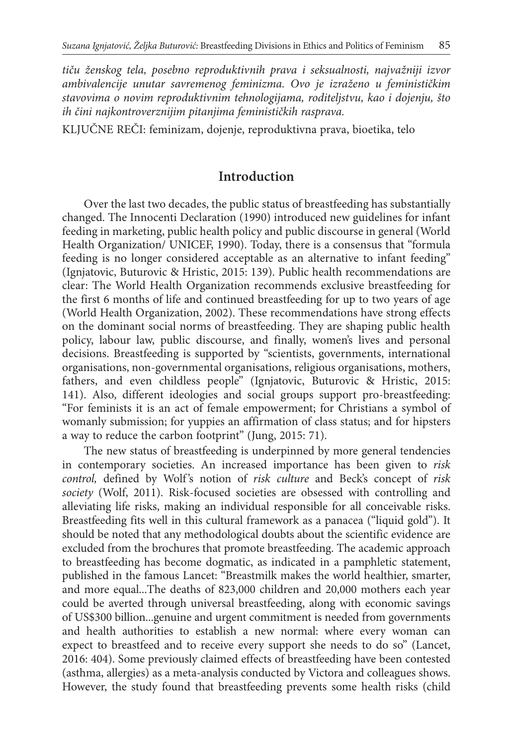*tiču ženskog tela, posebno reproduktivnih prava i seksualnosti, najvažniji izvor ambivalencije unutar savremenog feminizma. Ovo je izraženo u feminističkim stavovima o novim reproduktivnim tehnologijama, roditeljstvu, kao i dojenju, što ih čini najkontroverznijim pitanjima feminističkih rasprava.*

KLJUČNE REČI: feminizam, dojenje, reproduktivna prava, bioetika, telo

## Introduction

Over the last two decades, the public status of breastfeeding has substantially changed. The Innocenti Declaration (1990) introduced new guidelines for infant feeding in marketing, public health policy and public discourse in general (World Health Organization/ UNICEF, 1990). Today, there is a consensus that "formula feeding is no longer considered acceptable as an alternative to infant feeding" (Ignjatovic, Buturovic & Hristic, 2015: 139). Public health recommendations are clear: The World Health Organization recommends exclusive breastfeeding for the first 6 months of life and continued breastfeeding for up to two years of age (World Health Organization, 2002). These recommendations have strong effects on the dominant social norms of breastfeeding. They are shaping public health policy, labour law, public discourse, and finally, women's lives and personal decisions. Breastfeeding is supported by "scientists, governments, international organisations, non-governmental organisations, religious organisations, mothers, fathers, and even childless people" (Ignjatovic, Buturovic & Hristic, 2015: 141). Also, different ideologies and social groups support pro-breastfeeding: "For feminists it is an act of female empowerment; for Christians a symbol of womanly submission; for yuppies an affirmation of class status; and for hipsters a way to reduce the carbon footprint" (Jung, 2015: 71).

The new status of breastfeeding is underpinned by more general tendencies in contemporary societies. An increased importance has been given to *risk control,* defined by Wolf's notion of *risk culture* and Beck's concept of *risk society* (Wolf, 2011). Risk-focused societies are obsessed with controlling and alleviating life risks, making an individual responsible for all conceivable risks. Breastfeeding fits well in this cultural framework as a panacea ("liquid gold"). It should be noted that any methodological doubts about the scientific evidence are excluded from the brochures that promote breastfeeding. The academic approach to breastfeeding has become dogmatic, as indicated in a pamphletic statement, published in the famous Lancet: "Breastmilk makes the world healthier, smarter, and more equal...The deaths of 823,000 children and 20,000 mothers each year could be averted through universal breastfeeding, along with economic savings of US$300 billion...genuine and urgent commitment is needed from governments and health authorities to establish a new normal: where every woman can expect to breastfeed and to receive every support she needs to do so" (Lancet, 2016: 404). Some previously claimed effects of breastfeeding have been contested (asthma, allergies) as a meta-analysis conducted by Victora and colleagues shows. However, the study found that breastfeeding prevents some health risks (child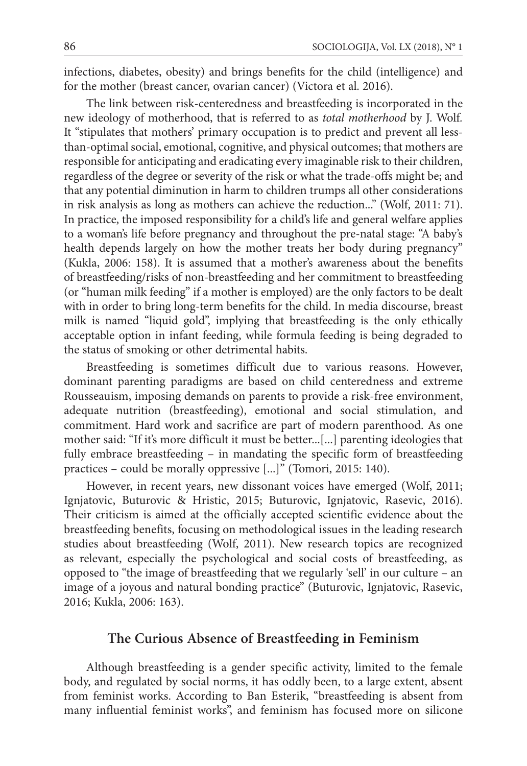infections, diabetes, obesity) and brings benefits for the child (intelligence) and for the mother (breast cancer, ovarian cancer) (Victora et al. 2016).

The link between risk-centeredness and breastfeeding is incorporated in the new ideology of motherhood, that is referred to as *total motherhood* by J. Wolf. It "stipulates that mothers' primary occupation is to predict and prevent all less-than-optimal social, emotional, cognitive, and physical outcomes; that mothers are responsible for anticipating and eradicating every imaginable risk to their children, regardless of the degree or severity of the risk or what the trade-offs might be; and that any potential diminution in harm to children trumps all other considerations in risk analysis as long as mothers can achieve the reduction..." (Wolf, 2011: 71). In practice, the imposed responsibility for a child's life and general welfare applies to a woman's life before pregnancy and throughout the pre-natal stage: "A baby's health depends largely on how the mother treats her body during pregnancy" (Kukla, 2006: 158). It is assumed that a mother's awareness about the benefits of breastfeeding/risks of non-breastfeeding and her commitment to breastfeeding (or "human milk feeding" if a mother is employed) are the only factors to be dealt with in order to bring long-term benefits for the child. In media discourse, breast milk is named "liquid gold", implying that breastfeeding is the only ethically acceptable option in infant feeding, while formula feeding is being degraded to the status of smoking or other detrimental habits.

Breastfeeding is sometimes difficult due to various reasons. However, dominant parenting paradigms are based on child centeredness and extreme Rousseauism, imposing demands on parents to provide a risk-free environment, adequate nutrition (breastfeeding), emotional and social stimulation, and commitment. Hard work and sacrifice are part of modern parenthood. As one mother said: "If it's more difficult it must be better...[...] parenting ideologies that fully embrace breastfeeding – in mandating the specific form of breastfeeding practices – could be morally oppressive [...]" (Tomori, 2015: 140).

However, in recent years, new dissonant voices have emerged (Wolf, 2011; Ignjatovic, Buturovic & Hristic, 2015; Buturovic, Ignjatovic, Rasevic, 2016). Their criticism is aimed at the officially accepted scientific evidence about the breastfeeding benefits, focusing on methodological issues in the leading research studies about breastfeeding (Wolf, 2011). New research topics are recognized as relevant, especially the psychological and social costs of breastfeeding, as opposed to "the image of breastfeeding that we regularly 'sell' in our culture – an image of a joyous and natural bonding practice" (Buturovic, Ignjatovic, Rasevic, 2016; Kukla, 2006: 163).

## The Curious Absence of Breastfeeding in Feminism

Although breastfeeding is a gender specific activity, limited to the female body, and regulated by social norms, it has oddly been, to a large extent, absent from feminist works. According to Ban Esterik, "breastfeeding is absent from many influential feminist works", and feminism has focused more on silicone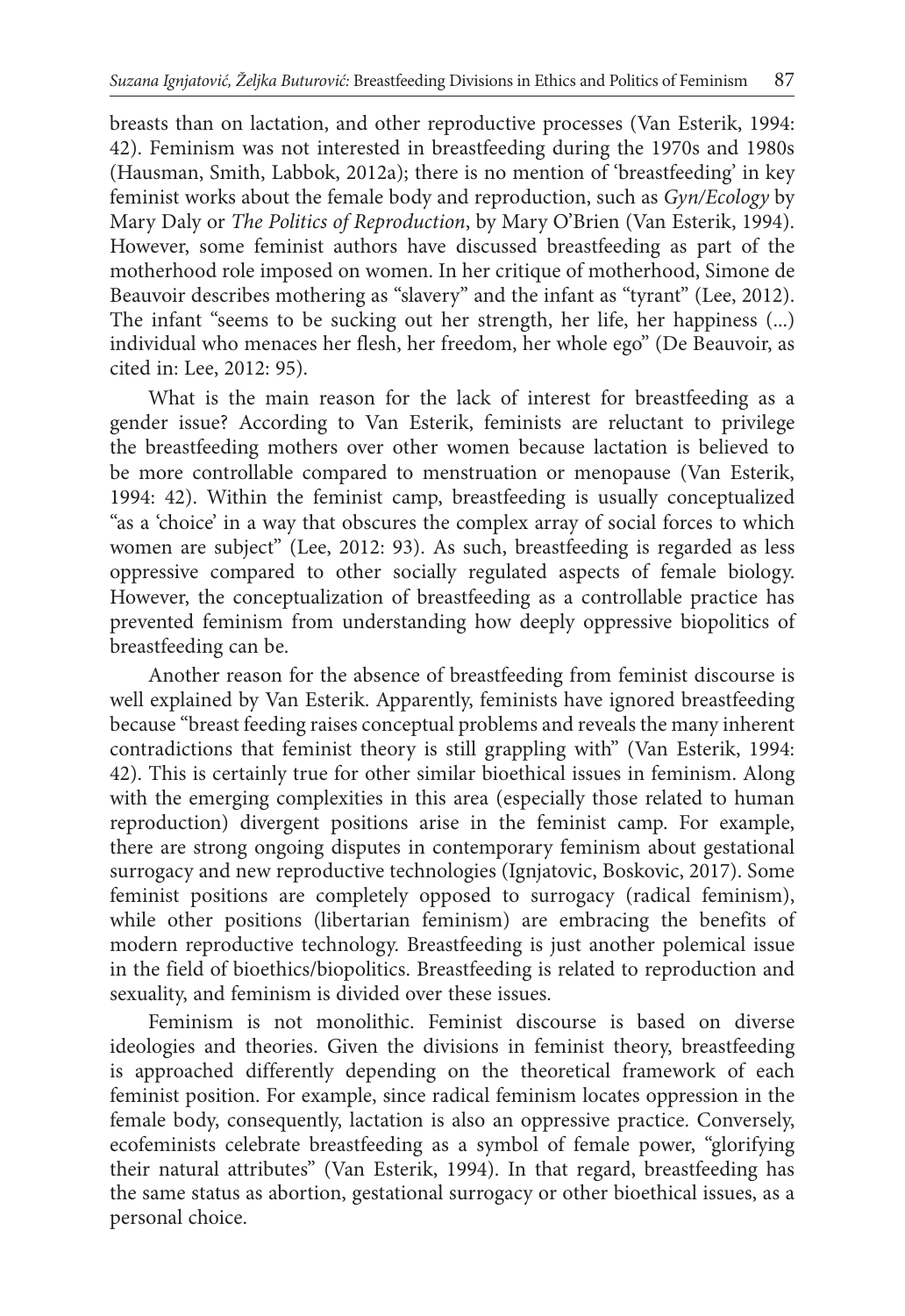breasts than on lactation, and other reproductive processes (Van Esterik, 1994: 42). Feminism was not interested in breastfeeding during the 1970s and 1980s (Hausman, Smith, Labbok, 2012a); there is no mention of 'breastfeeding' in key feminist works about the female body and reproduction, such as *Gyn/Ecology* by Mary Daly or *The Politics of Reproduction*, by Mary O'Brien (Van Esterik, 1994). However, some feminist authors have discussed breastfeeding as part of the motherhood role imposed on women. In her critique of motherhood, Simone de Beauvoir describes mothering as "slavery" and the infant as "tyrant" (Lee, 2012). The infant "seems to be sucking out her strength, her life, her happiness (...) individual who menaces her flesh, her freedom, her whole ego" (De Beauvoir, as cited in: Lee, 2012: 95).

What is the main reason for the lack of interest for breastfeeding as a gender issue? According to Van Esterik, feminists are reluctant to privilege the breastfeeding mothers over other women because lactation is believed to be more controllable compared to menstruation or menopause (Van Esterik, 1994: 42). Within the feminist camp, breastfeeding is usually conceptualized "as a 'choice' in a way that obscures the complex array of social forces to which women are subject" (Lee, 2012: 93). As such, breastfeeding is regarded as less oppressive compared to other socially regulated aspects of female biology. However, the conceptualization of breastfeeding as a controllable practice has prevented feminism from understanding how deeply oppressive biopolitics of breastfeeding can be.

Another reason for the absence of breastfeeding from feminist discourse is well explained by Van Esterik. Apparently, feminists have ignored breastfeeding because "breast feeding raises conceptual problems and reveals the many inherent contradictions that feminist theory is still grappling with" (Van Esterik, 1994: 42). This is certainly true for other similar bioethical issues in feminism. Along with the emerging complexities in this area (especially those related to human reproduction) divergent positions arise in the feminist camp. For example, there are strong ongoing disputes in contemporary feminism about gestational surrogacy and new reproductive technologies (Ignjatovic, Boskovic, 2017). Some feminist positions are completely opposed to surrogacy (radical feminism), while other positions (libertarian feminism) are embracing the benefits of modern reproductive technology. Breastfeeding is just another polemical issue in the field of bioethics/biopolitics. Breastfeeding is related to reproduction and sexuality, and feminism is divided over these issues.

Feminism is not monolithic. Feminist discourse is based on diverse ideologies and theories. Given the divisions in feminist theory, breastfeeding is approached differently depending on the theoretical framework of each feminist position. For example, since radical feminism locates oppression in the female body, consequently, lactation is also an oppressive practice. Conversely, ecofeminists celebrate breastfeeding as a symbol of female power, "glorifying their natural attributes" (Van Esterik, 1994). In that regard, breastfeeding has the same status as abortion, gestational surrogacy or other bioethical issues, as a personal choice.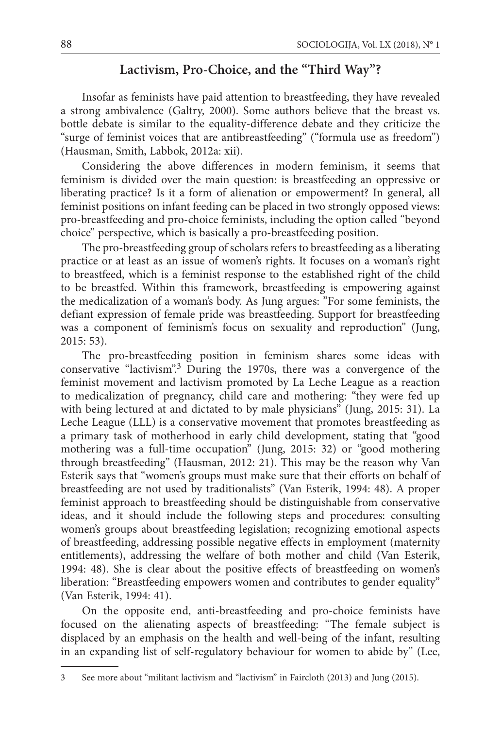## Lactivism, Pro-Choice, and the "Third Way"?

Insofar as feminists have paid attention to breastfeeding, they have revealed a strong ambivalence (Galtry, 2000). Some authors believe that the breast vs. bottle debate is similar to the equality-difference debate and they criticize the "surge of feminist voices that are antibreastfeeding" ("formula use as freedom") (Hausman, Smith, Labbok, 2012a: xii).

Considering the above differences in modern feminism, it seems that feminism is divided over the main question: is breastfeeding an oppressive or liberating practice? Is it a form of alienation or empowerment? In general, all feminist positions on infant feeding can be placed in two strongly opposed views: pro-breastfeeding and pro-choice feminists, including the option called "beyond choice" perspective, which is basically a pro-breastfeeding position.

The pro-breastfeeding group of scholars refers to breastfeeding as a liberating practice or at least as an issue of women's rights. It focuses on a woman's right to breastfeed, which is a feminist response to the established right of the child to be breastfed. Within this framework, breastfeeding is empowering against the medicalization of a woman's body. As Jung argues: "For some feminists, the defiant expression of female pride was breastfeeding. Support for breastfeeding was a component of feminism's focus on sexuality and reproduction" (Jung, 2015: 53).

The pro-breastfeeding position in feminism shares some ideas with conservative "lactivism".[3] During the 1970s, there was a convergence of the feminist movement and lactivism promoted by La Leche League as a reaction to medicalization of pregnancy, child care and mothering: "they were fed up with being lectured at and dictated to by male physicians" (Jung, 2015: 31). La Leche League (LLL) is a conservative movement that promotes breastfeeding as a primary task of motherhood in early child development, stating that "good mothering was a full-time occupation" (Jung, 2015: 32) or "good mothering through breastfeeding" (Hausman, 2012: 21). This may be the reason why Van Esterik says that "women's groups must make sure that their efforts on behalf of breastfeeding are not used by traditionalists" (Van Esterik, 1994: 48). A proper feminist approach to breastfeeding should be distinguishable from conservative ideas, and it should include the following steps and procedures: consulting women's groups about breastfeeding legislation; recognizing emotional aspects of breastfeeding, addressing possible negative effects in employment (maternity entitlements), addressing the welfare of both mother and child (Van Esterik, 1994: 48). She is clear about the positive effects of breastfeeding on women's liberation: "Breastfeeding empowers women and contributes to gender equality" (Van Esterik, 1994: 41).

On the opposite end, anti-breastfeeding and pro-choice feminists have focused on the alienating aspects of breastfeeding: "The female subject is displaced by an emphasis on the health and well-being of the infant, resulting in an expanding list of self-regulatory behaviour for women to abide by" (Lee,

---

3 See more about "militant lactivism and "lactivism" in Faircloth (2013) and Jung (2015).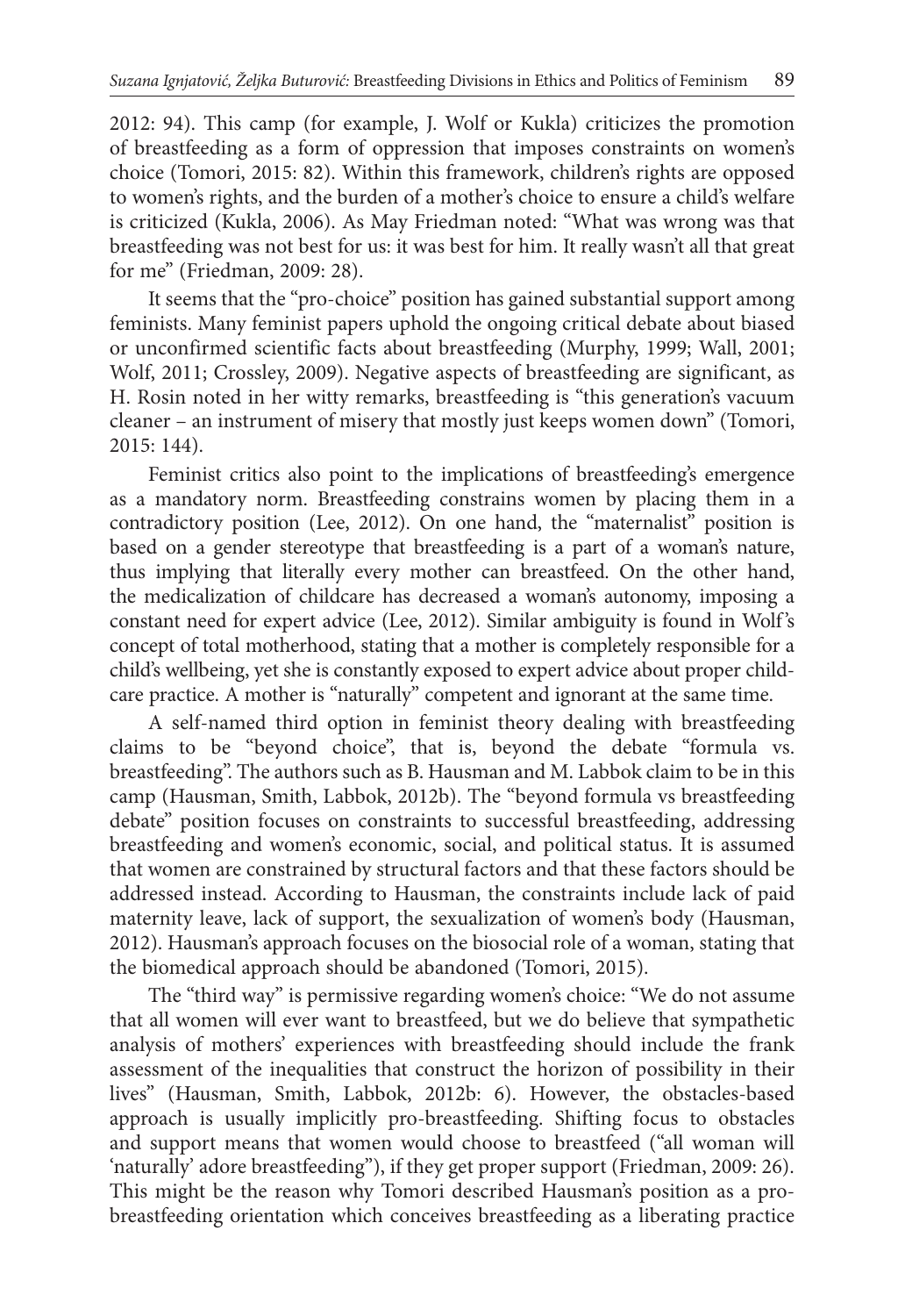2012: 94). This camp (for example, J. Wolf or Kukla) criticizes the promotion of breastfeeding as a form of oppression that imposes constraints on women's choice (Tomori, 2015: 82). Within this framework, children's rights are opposed to women's rights, and the burden of a mother's choice to ensure a child's welfare is criticized (Kukla, 2006). As May Friedman noted: "What was wrong was that breastfeeding was not best for us: it was best for him. It really wasn't all that great for me" (Friedman, 2009: 28).

It seems that the "pro-choice" position has gained substantial support among feminists. Many feminist papers uphold the ongoing critical debate about biased or unconfirmed scientific facts about breastfeeding (Murphy, 1999; Wall, 2001; Wolf, 2011; Crossley, 2009). Negative aspects of breastfeeding are significant, as H. Rosin noted in her witty remarks, breastfeeding is "this generation's vacuum cleaner – an instrument of misery that mostly just keeps women down" (Tomori, 2015: 144).

Feminist critics also point to the implications of breastfeeding's emergence as a mandatory norm. Breastfeeding constrains women by placing them in a contradictory position (Lee, 2012). On one hand, the "maternalist" position is based on a gender stereotype that breastfeeding is a part of a woman's nature, thus implying that literally every mother can breastfeed. On the other hand, the medicalization of childcare has decreased a woman's autonomy, imposing a constant need for expert advice (Lee, 2012). Similar ambiguity is found in Wolf's concept of total motherhood, stating that a mother is completely responsible for a child's wellbeing, yet she is constantly exposed to expert advice about proper childcare practice. A mother is "naturally" competent and ignorant at the same time.

A self-named third option in feminist theory dealing with breastfeeding claims to be "beyond choice", that is, beyond the debate "formula vs. breastfeeding". The authors such as B. Hausman and M. Labbok claim to be in this camp (Hausman, Smith, Labbok, 2012b). The "beyond formula vs breastfeeding debate" position focuses on constraints to successful breastfeeding, addressing breastfeeding and women's economic, social, and political status. It is assumed that women are constrained by structural factors and that these factors should be addressed instead. According to Hausman, the constraints include lack of paid maternity leave, lack of support, the sexualization of women's body (Hausman, 2012). Hausman's approach focuses on the biosocial role of a woman, stating that the biomedical approach should be abandoned (Tomori, 2015).

The "third way" is permissive regarding women's choice: "We do not assume that all women will ever want to breastfeed, but we do believe that sympathetic analysis of mothers' experiences with breastfeeding should include the frank assessment of the inequalities that construct the horizon of possibility in their lives" (Hausman, Smith, Labbok, 2012b: 6). However, the obstacles-based approach is usually implicitly pro-breastfeeding. Shifting focus to obstacles and support means that women would choose to breastfeed ("all woman will 'naturally' adore breastfeeding"), if they get proper support (Friedman, 2009: 26). This might be the reason why Tomori described Hausman's position as a pro-breastfeeding orientation which conceives breastfeeding as a liberating practice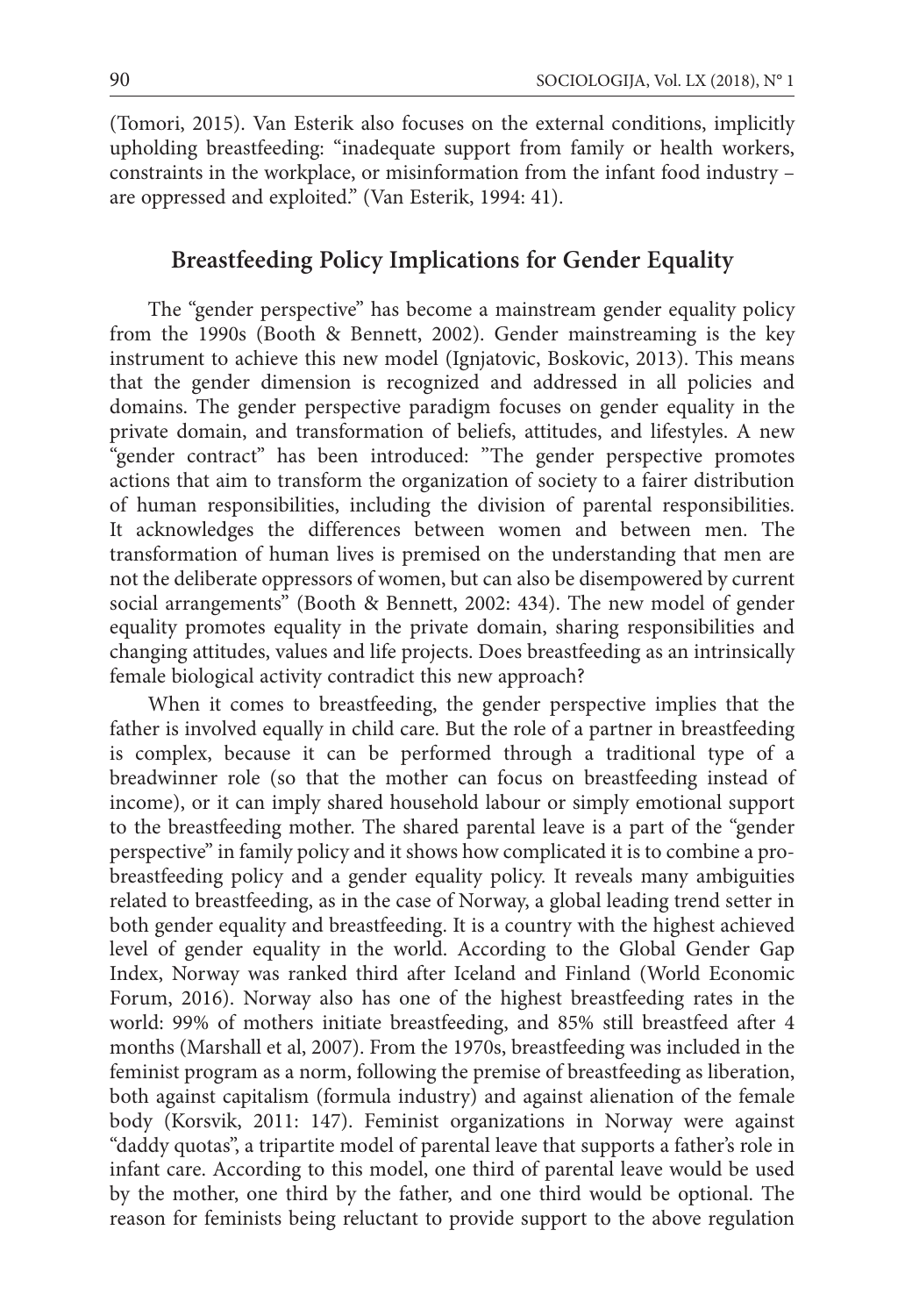(Tomori, 2015). Van Esterik also focuses on the external conditions, implicitly upholding breastfeeding: "inadequate support from family or health workers, constraints in the workplace, or misinformation from the infant food industry – are oppressed and exploited." (Van Esterik, 1994: 41).

## Breastfeeding Policy Implications for Gender Equality

The "gender perspective" has become a mainstream gender equality policy from the 1990s (Booth & Bennett, 2002). Gender mainstreaming is the key instrument to achieve this new model (Ignjatovic, Boskovic, 2013). This means that the gender dimension is recognized and addressed in all policies and domains. The gender perspective paradigm focuses on gender equality in the private domain, and transformation of beliefs, attitudes, and lifestyles. A new "gender contract" has been introduced: "The gender perspective promotes actions that aim to transform the organization of society to a fairer distribution of human responsibilities, including the division of parental responsibilities. It acknowledges the differences between women and between men. The transformation of human lives is premised on the understanding that men are not the deliberate oppressors of women, but can also be disempowered by current social arrangements" (Booth & Bennett, 2002: 434). The new model of gender equality promotes equality in the private domain, sharing responsibilities and changing attitudes, values and life projects. Does breastfeeding as an intrinsically female biological activity contradict this new approach?

When it comes to breastfeeding, the gender perspective implies that the father is involved equally in child care. But the role of a partner in breastfeeding is complex, because it can be performed through a traditional type of a breadwinner role (so that the mother can focus on breastfeeding instead of income), or it can imply shared household labour or simply emotional support to the breastfeeding mother. The shared parental leave is a part of the "gender perspective" in family policy and it shows how complicated it is to combine a pro-breastfeeding policy and a gender equality policy. It reveals many ambiguities related to breastfeeding, as in the case of Norway, a global leading trend setter in both gender equality and breastfeeding. It is a country with the highest achieved level of gender equality in the world. According to the Global Gender Gap Index, Norway was ranked third after Iceland and Finland (World Economic Forum, 2016). Norway also has one of the highest breastfeeding rates in the world: 99% of mothers initiate breastfeeding, and 85% still breastfeed after 4 months (Marshall et al, 2007). From the 1970s, breastfeeding was included in the feminist program as a norm, following the premise of breastfeeding as liberation, both against capitalism (formula industry) and against alienation of the female body (Korsvik, 2011: 147). Feminist organizations in Norway were against "daddy quotas", a tripartite model of parental leave that supports a father's role in infant care. According to this model, one third of parental leave would be used by the mother, one third by the father, and one third would be optional. The reason for feminists being reluctant to provide support to the above regulation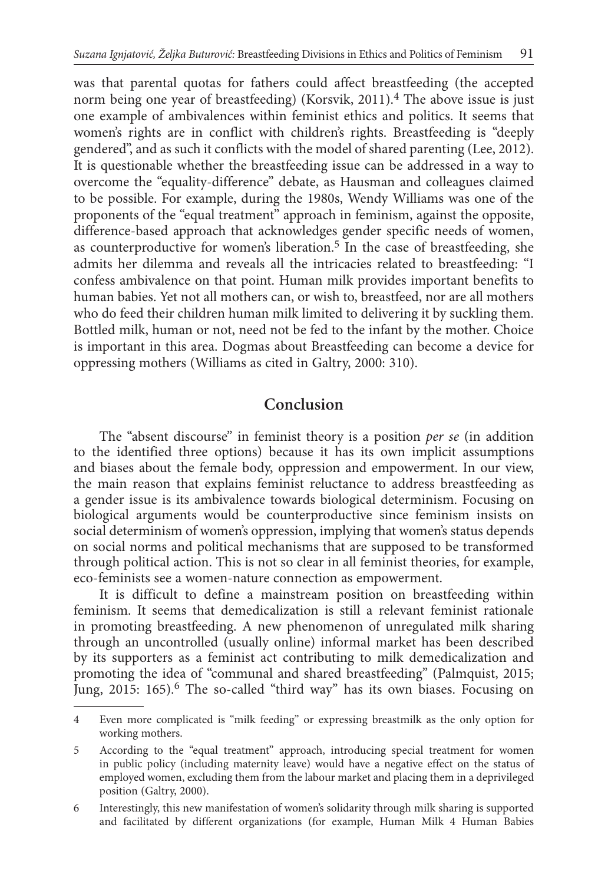was that parental quotas for fathers could affect breastfeeding (the accepted norm being one year of breastfeeding) (Korsvik, 2011).[4] The above issue is just one example of ambivalences within feminist ethics and politics. It seems that women's rights are in conflict with children's rights. Breastfeeding is "deeply gendered", and as such it conflicts with the model of shared parenting (Lee, 2012). It is questionable whether the breastfeeding issue can be addressed in a way to overcome the "equality-difference" debate, as Hausman and colleagues claimed to be possible. For example, during the 1980s, Wendy Williams was one of the proponents of the "equal treatment" approach in feminism, against the opposite, difference-based approach that acknowledges gender specific needs of women, as counterproductive for women's liberation.[5] In the case of breastfeeding, she admits her dilemma and reveals all the intricacies related to breastfeeding: "I confess ambivalence on that point. Human milk provides important benefits to human babies. Yet not all mothers can, or wish to, breastfeed, nor are all mothers who do feed their children human milk limited to delivering it by suckling them. Bottled milk, human or not, need not be fed to the infant by the mother. Choice is important in this area. Dogmas about Breastfeeding can become a device for oppressing mothers (Williams as cited in Galtry, 2000: 310).

## Conclusion

The "absent discourse" in feminist theory is a position *per se* (in addition to the identified three options) because it has its own implicit assumptions and biases about the female body, oppression and empowerment. In our view, the main reason that explains feminist reluctance to address breastfeeding as a gender issue is its ambivalence towards biological determinism. Focusing on biological arguments would be counterproductive since feminism insists on social determinism of women's oppression, implying that women's status depends on social norms and political mechanisms that are supposed to be transformed through political action. This is not so clear in all feminist theories, for example, eco-feminists see a women-nature connection as empowerment.

It is difficult to define a mainstream position on breastfeeding within feminism. It seems that demedicalization is still a relevant feminist rationale in promoting breastfeeding. A new phenomenon of unregulated milk sharing through an uncontrolled (usually online) informal market has been described by its supporters as a feminist act contributing to milk demedicalization and promoting the idea of "communal and shared breastfeeding" (Palmquist, 2015; Jung, 2015: 165).[6] The so-called "third way" has its own biases. Focusing on

---

4 Even more complicated is "milk feeding" or expressing breastmilk as the only option for working mothers.

5 According to the "equal treatment" approach, introducing special treatment for women in public policy (including maternity leave) would have a negative effect on the status of employed women, excluding them from the labour market and placing them in a deprivileged position (Galtry, 2000).

6 Interestingly, this new manifestation of women's solidarity through milk sharing is supported and facilitated by different organizations (for example, Human Milk 4 Human Babies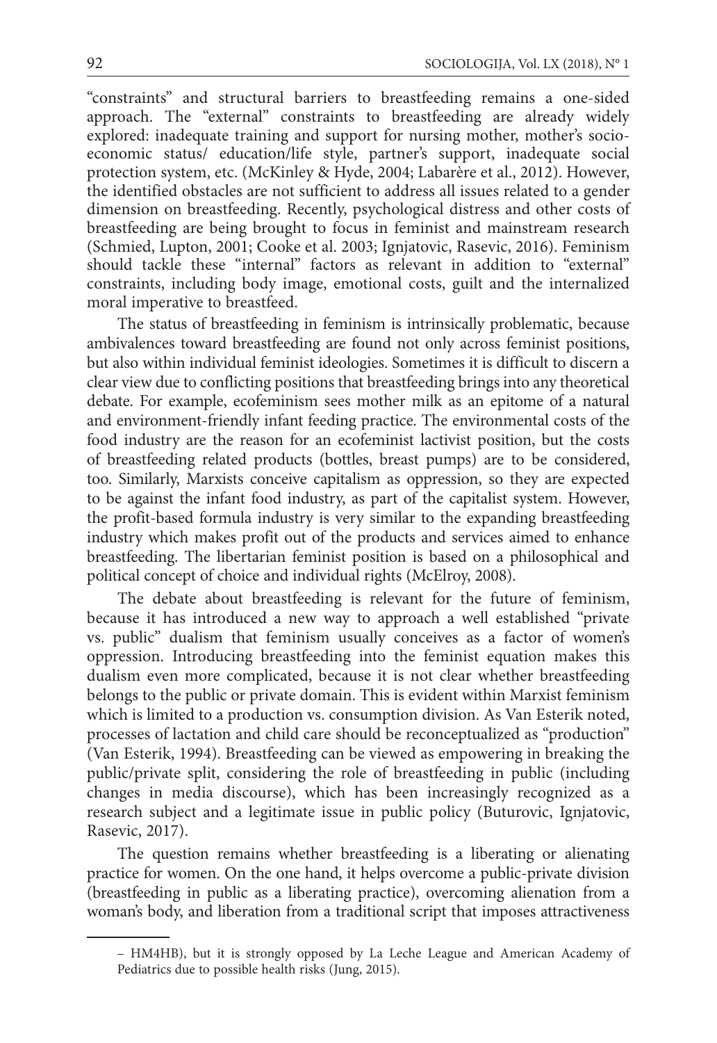"constraints" and structural barriers to breastfeeding remains a one-sided approach. The "external" constraints to breastfeeding are already widely explored: inadequate training and support for nursing mother, mother's socio-economic status/ education/life style, partner's support, inadequate social protection system, etc. (McKinley & Hyde, 2004; Labarère et al., 2012). However, the identified obstacles are not sufficient to address all issues related to a gender dimension on breastfeeding. Recently, psychological distress and other costs of breastfeeding are being brought to focus in feminist and mainstream research (Schmied, Lupton, 2001; Cooke et al. 2003; Ignjatovic, Rasevic, 2016). Feminism should tackle these "internal" factors as relevant in addition to "external" constraints, including body image, emotional costs, guilt and the internalized moral imperative to breastfeed.

The status of breastfeeding in feminism is intrinsically problematic, because ambivalences toward breastfeeding are found not only across feminist positions, but also within individual feminist ideologies. Sometimes it is difficult to discern a clear view due to conflicting positions that breastfeeding brings into any theoretical debate. For example, ecofeminism sees mother milk as an epitome of a natural and environment-friendly infant feeding practice. The environmental costs of the food industry are the reason for an ecofeminist lactivist position, but the costs of breastfeeding related products (bottles, breast pumps) are to be considered, too. Similarly, Marxists conceive capitalism as oppression, so they are expected to be against the infant food industry, as part of the capitalist system. However, the profit-based formula industry is very similar to the expanding breastfeeding industry which makes profit out of the products and services aimed to enhance breastfeeding. The libertarian feminist position is based on a philosophical and political concept of choice and individual rights (McElroy, 2008).

The debate about breastfeeding is relevant for the future of feminism, because it has introduced a new way to approach a well established "private vs. public" dualism that feminism usually conceives as a factor of women's oppression. Introducing breastfeeding into the feminist equation makes this dualism even more complicated, because it is not clear whether breastfeeding belongs to the public or private domain. This is evident within Marxist feminism which is limited to a production vs. consumption division. As Van Esterik noted, processes of lactation and child care should be reconceptualized as "production" (Van Esterik, 1994). Breastfeeding can be viewed as empowering in breaking the public/private split, considering the role of breastfeeding in public (including changes in media discourse), which has been increasingly recognized as a research subject and a legitimate issue in public policy (Buturovic, Ignjatovic, Rasevic, 2017).

The question remains whether breastfeeding is a liberating or alienating practice for women. On the one hand, it helps overcome a public-private division (breastfeeding in public as a liberating practice), overcoming alienation from a woman's body, and liberation from a traditional script that imposes attractiveness

---

– HM4HB), but it is strongly opposed by La Leche League and American Academy of Pediatrics due to possible health risks (Jung, 2015).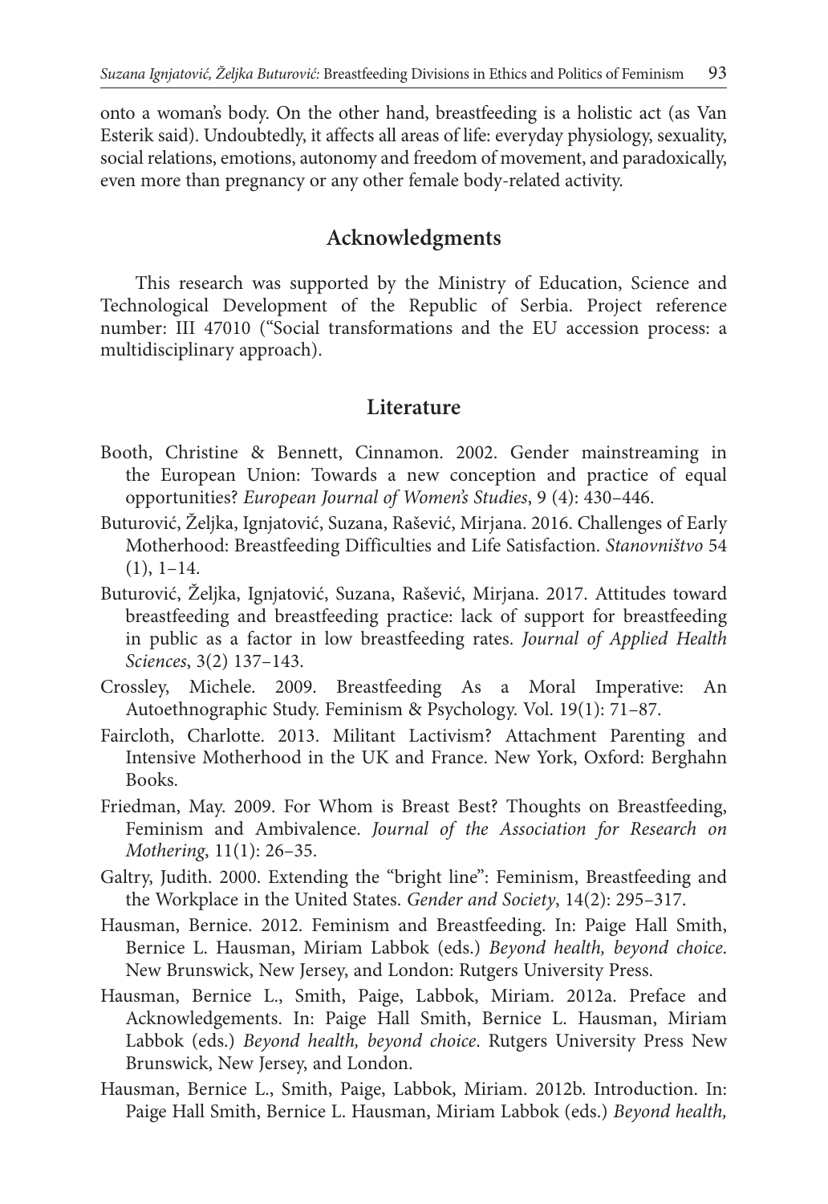onto a woman's body. On the other hand, breastfeeding is a holistic act (as Van Esterik said). Undoubtedly, it affects all areas of life: everyday physiology, sexuality, social relations, emotions, autonomy and freedom of movement, and paradoxically, even more than pregnancy or any other female body-related activity.

## Acknowledgments

This research was supported by the Ministry of Education, Science and Technological Development of the Republic of Serbia. Project reference number: III 47010 ("Social transformations and the EU accession process: a multidisciplinary approach).

## Literature

Booth, Christine & Bennett, Cinnamon. 2002. Gender mainstreaming in the European Union: Towards a new conception and practice of equal opportunities? *European Journal of Women's Studies*, 9 (4): 430–446.

Buturović, Željka, Ignjatović, Suzana, Rašević, Mirjana. 2016. Challenges of Early Motherhood: Breastfeeding Difficulties and Life Satisfaction. *Stanovništvo* 54 (1), 1–14.

Buturović, Željka, Ignjatović, Suzana, Rašević, Mirjana. 2017. Attitudes toward breastfeeding and breastfeeding practice: lack of support for breastfeeding in public as a factor in low breastfeeding rates. *Journal of Applied Health Sciences*, 3(2) 137–143.

Crossley, Michele. 2009. Breastfeeding As a Moral Imperative: An Autoethnographic Study. Feminism & Psychology. Vol. 19(1): 71–87.

Faircloth, Charlotte. 2013. Militant Lactivism? Attachment Parenting and Intensive Motherhood in the UK and France. New York, Oxford: Berghahn Books.

Friedman, May. 2009. For Whom is Breast Best? Thoughts on Breastfeeding, Feminism and Ambivalence. *Journal of the Association for Research on Mothering*, 11(1): 26–35.

Galtry, Judith. 2000. Extending the "bright line": Feminism, Breastfeeding and the Workplace in the United States. *Gender and Society*, 14(2): 295–317.

Hausman, Bernice. 2012. Feminism and Breastfeeding. In: Paige Hall Smith, Bernice L. Hausman, Miriam Labbok (eds.) *Beyond health, beyond choice*. New Brunswick, New Jersey, and London: Rutgers University Press.

Hausman, Bernice L., Smith, Paige, Labbok, Miriam. 2012a. Preface and Acknowledgements. In: Paige Hall Smith, Bernice L. Hausman, Miriam Labbok (eds.) *Beyond health, beyond choice*. Rutgers University Press New Brunswick, New Jersey, and London.

Hausman, Bernice L., Smith, Paige, Labbok, Miriam. 2012b. Introduction. In: Paige Hall Smith, Bernice L. Hausman, Miriam Labbok (eds.) *Beyond health,*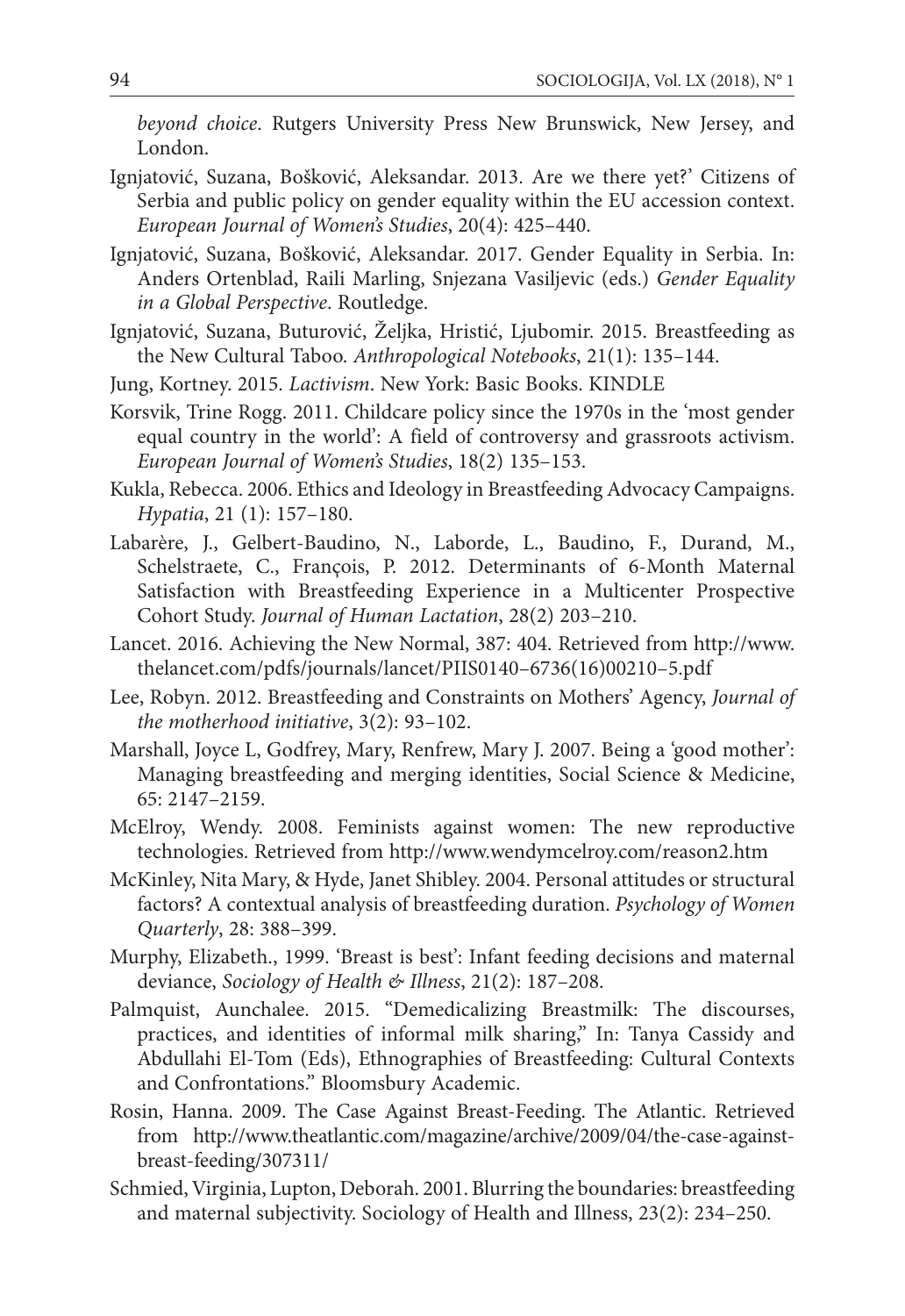*beyond choice*. Rutgers University Press New Brunswick, New Jersey, and London.

Ignjatović, Suzana, Bošković, Aleksandar. 2013. Are we there yet?' Citizens of Serbia and public policy on gender equality within the EU accession context. *European Journal of Women's Studies*, 20(4): 425–440.

Ignjatović, Suzana, Bošković, Aleksandar. 2017. Gender Equality in Serbia. In: Anders Ortenblad, Raili Marling, Snjezana Vasiljevic (eds.) *Gender Equality in a Global Perspective*. Routledge.

Ignjatović, Suzana, Buturović, Željka, Hristić, Ljubomir. 2015. Breastfeeding as the New Cultural Taboo. *Anthropological Notebooks*, 21(1): 135–144.

Jung, Kortney. 2015. *Lactivism*. New York: Basic Books. KINDLE

Korsvik, Trine Rogg. 2011. Childcare policy since the 1970s in the 'most gender equal country in the world': A field of controversy and grassroots activism. *European Journal of Women's Studies*, 18(2) 135–153.

Kukla, Rebecca. 2006. Ethics and Ideology in Breastfeeding Advocacy Campaigns. *Hypatia*, 21 (1): 157–180.

Labarère, J., Gelbert-Baudino, N., Laborde, L., Baudino, F., Durand, M., Schelstraete, C., François, P. 2012. Determinants of 6-Month Maternal Satisfaction with Breastfeeding Experience in a Multicenter Prospective Cohort Study. *Journal of Human Lactation*, 28(2) 203–210.

Lancet. 2016. Achieving the New Normal, 387: 404. Retrieved from http://www.thelancet.com/pdfs/journals/lancet/PIIS0140–6736(16)00210–5.pdf

Lee, Robyn. 2012. Breastfeeding and Constraints on Mothers' Agency, *Journal of the motherhood initiative*, 3(2): 93–102.

Marshall, Joyce L, Godfrey, Mary, Renfrew, Mary J. 2007. Being a 'good mother': Managing breastfeeding and merging identities, Social Science & Medicine, 65: 2147–2159.

McElroy, Wendy. 2008. Feminists against women: The new reproductive technologies. Retrieved from http://www.wendymcelroy.com/reason2.htm

McKinley, Nita Mary, & Hyde, Janet Shibley. 2004. Personal attitudes or structural factors? A contextual analysis of breastfeeding duration. *Psychology of Women Quarterly*, 28: 388–399.

Murphy, Elizabeth., 1999. 'Breast is best': Infant feeding decisions and maternal deviance, *Sociology of Health & Illness*, 21(2): 187–208.

Palmquist, Aunchalee. 2015. "Demedicalizing Breastmilk: The discourses, practices, and identities of informal milk sharing," In: Tanya Cassidy and Abdullahi El-Tom (Eds), Ethnographies of Breastfeeding: Cultural Contexts and Confrontations." Bloomsbury Academic.

Rosin, Hanna. 2009. The Case Against Breast-Feeding. The Atlantic. Retrieved from http://www.theatlantic.com/magazine/archive/2009/04/the-case-against-breast-feeding/307311/

Schmied, Virginia, Lupton, Deborah. 2001. Blurring the boundaries: breastfeeding and maternal subjectivity. Sociology of Health and Illness, 23(2): 234–250.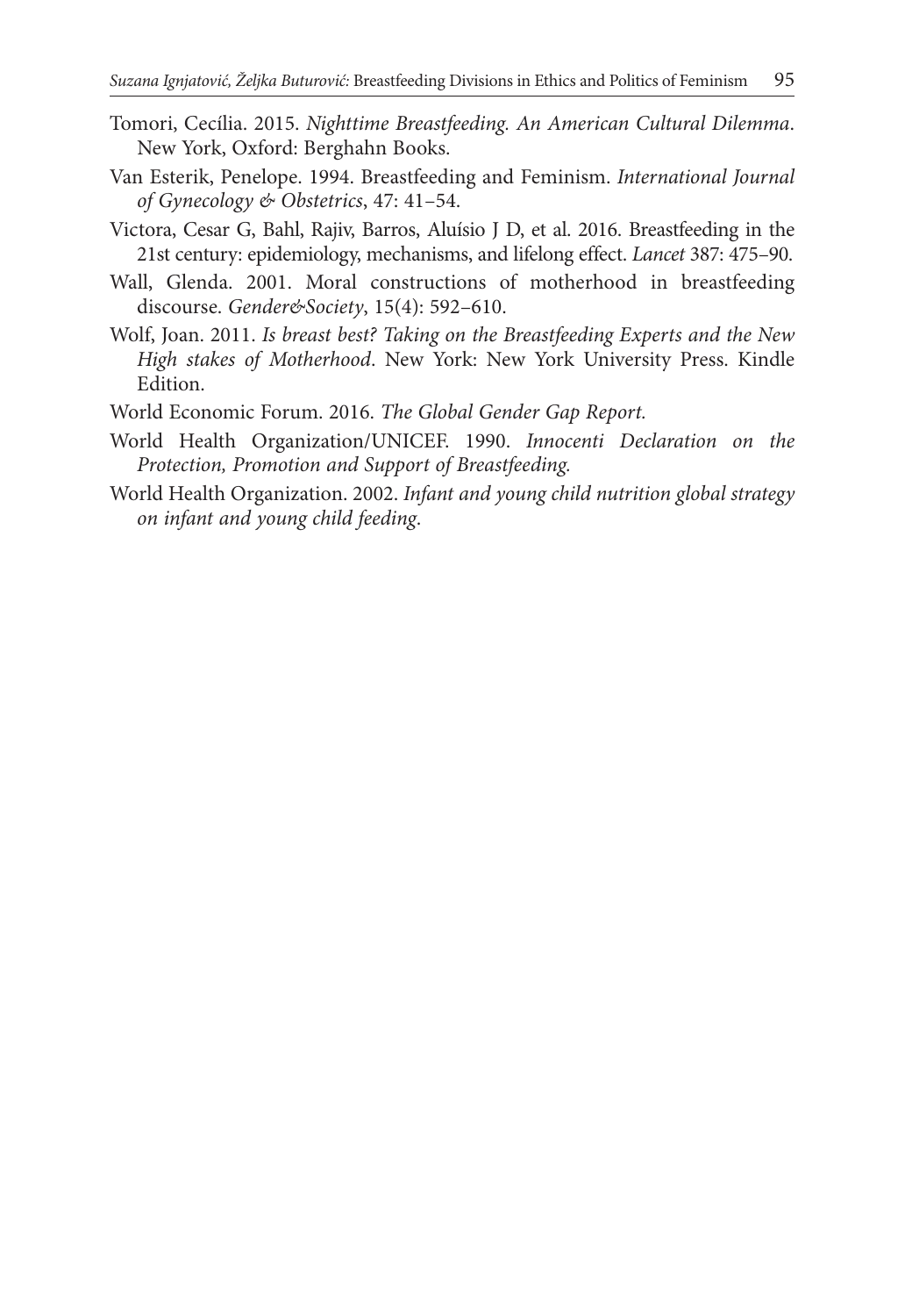Tomori, Cecília. 2015. *Nighttime Breastfeeding. An American Cultural Dilemma*. New York, Oxford: Berghahn Books.

Van Esterik, Penelope. 1994. Breastfeeding and Feminism. *International Journal of Gynecology & Obstetrics*, 47: 41–54.

Victora, Cesar G, Bahl, Rajiv, Barros, Aluísio J D, et al. 2016. Breastfeeding in the 21st century: epidemiology, mechanisms, and lifelong effect. *Lancet* 387: 475–90.

Wall, Glenda. 2001. Moral constructions of motherhood in breastfeeding discourse. *Gender&Society*, 15(4): 592–610.

Wolf, Joan. 2011. *Is breast best? Taking on the Breastfeeding Experts and the New High stakes of Motherhood*. New York: New York University Press. Kindle Edition.

World Economic Forum. 2016. *The Global Gender Gap Report.*

World Health Organization/UNICEF. 1990. *Innocenti Declaration on the Protection, Promotion and Support of Breastfeeding.*

World Health Organization. 2002. *Infant and young child nutrition global strategy on infant and young child feeding.*